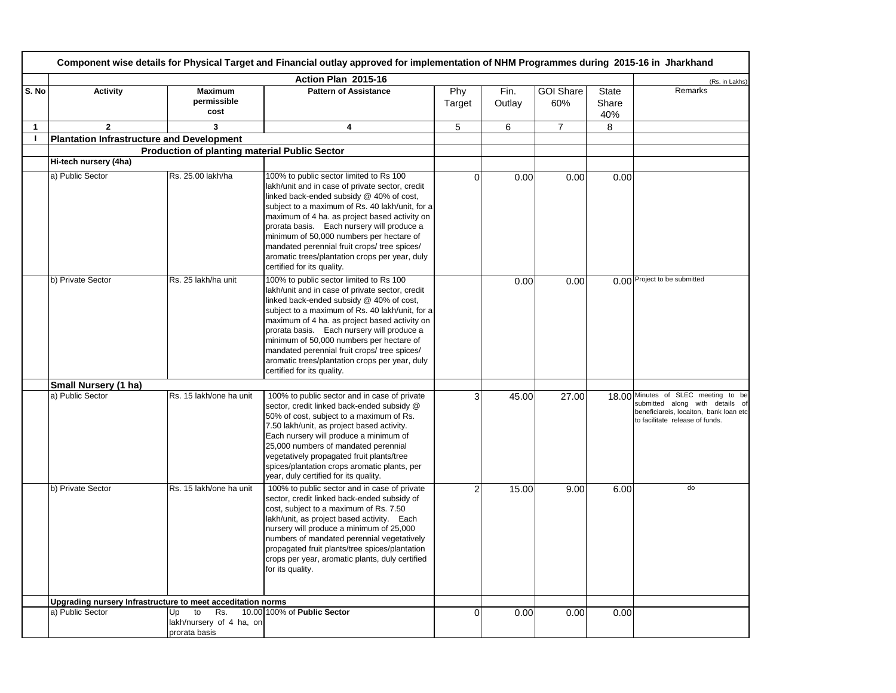| Component wise details for Physical Target and Financial outlay approved for implementation of NHM Programmes during 2015-16 in Jharkhand | | | | | | | | |
|---|---|---|---|---|---|---|---|---|
| | Action Plan 2015-16 | | | | | | | (Rs. in Lakhs) |
| S. No | Activity | Maximum permissible cost | Pattern of Assistance | Phy Target | Fin. Outlay | GOI Share 60% | State Share 40% | Remarks |
| 1 | 2 | 3 | 4 | 5 | 6 | 7 | 8 | |
| I | **Plantation Infrastructure and Development** | | | | | | | |
| | | **Production of planting material Public Sector** | | | | | | |
| | **Hi-tech nursery (4ha)** | | | | | | | |
| | a) Public Sector | Rs. 25.00 lakh/ha | 100% to public sector limited to Rs 100 lakh/unit and in case of private sector, credit linked back-ended subsidy @ 40% of cost, subject to a maximum of Rs. 40 lakh/unit, for a maximum of 4 ha. as project based activity on prorata basis. Each nursery will produce a minimum of 50,000 numbers per hectare of mandated perennial fruit crops/ tree spices/ aromatic trees/plantation crops per year, duly certified for its quality. | 0 | 0.00 | 0.00 | 0.00 | |
| | b) Private Sector | Rs. 25 lakh/ha unit | 100% to public sector limited to Rs 100 lakh/unit and in case of private sector, credit linked back-ended subsidy @ 40% of cost, subject to a maximum of Rs. 40 lakh/unit, for a maximum of 4 ha. as project based activity on prorata basis. Each nursery will produce a minimum of 50,000 numbers per hectare of mandated perennial fruit crops/ tree spices/ aromatic trees/plantation crops per year, duly certified for its quality. | | 0.00 | 0.00 | 0.00 | Project to be submitted |
| | **Small Nursery (1 ha)** | | | | | | | |
| | a) Public Sector | Rs. 15 lakh/one ha unit | 100% to public sector and in case of private sector, credit linked back-ended subsidy @ 50% of cost, subject to a maximum of Rs. 7.50 lakh/unit, as project based activity. Each nursery will produce a minimum of 25,000 numbers of mandated perennial vegetatively propagated fruit plants/tree spices/plantation crops aromatic plants, per year, duly certified for its quality. | 3 | 45.00 | 27.00 | 18.00 | Minutes of SLEC meeting to be submitted along with details of beneficiareis, locaiton, bank loan etc to facilitate release of funds. |
| | b) Private Sector | Rs. 15 lakh/one ha unit | 100% to public sector and in case of private sector, credit linked back-ended subsidy of cost, subject to a maximum of Rs. 7.50 lakh/unit, as project based activity. Each nursery will produce a minimum of 25,000 numbers of mandated perennial vegetatively propagated fruit plants/tree spices/plantation crops per year, aromatic plants, duly certified for its quality. | 2 | 15.00 | 9.00 | 6.00 | do |
| | **Upgrading nursery Infrastructure to meet acceditation norms** | | | | | | | |
| | a) Public Sector | Up to Rs. 10.00 lakh/nursery of 4 ha, on prorata basis | 100% of **Public Sector** | 0 | 0.00 | 0.00 | 0.00 | |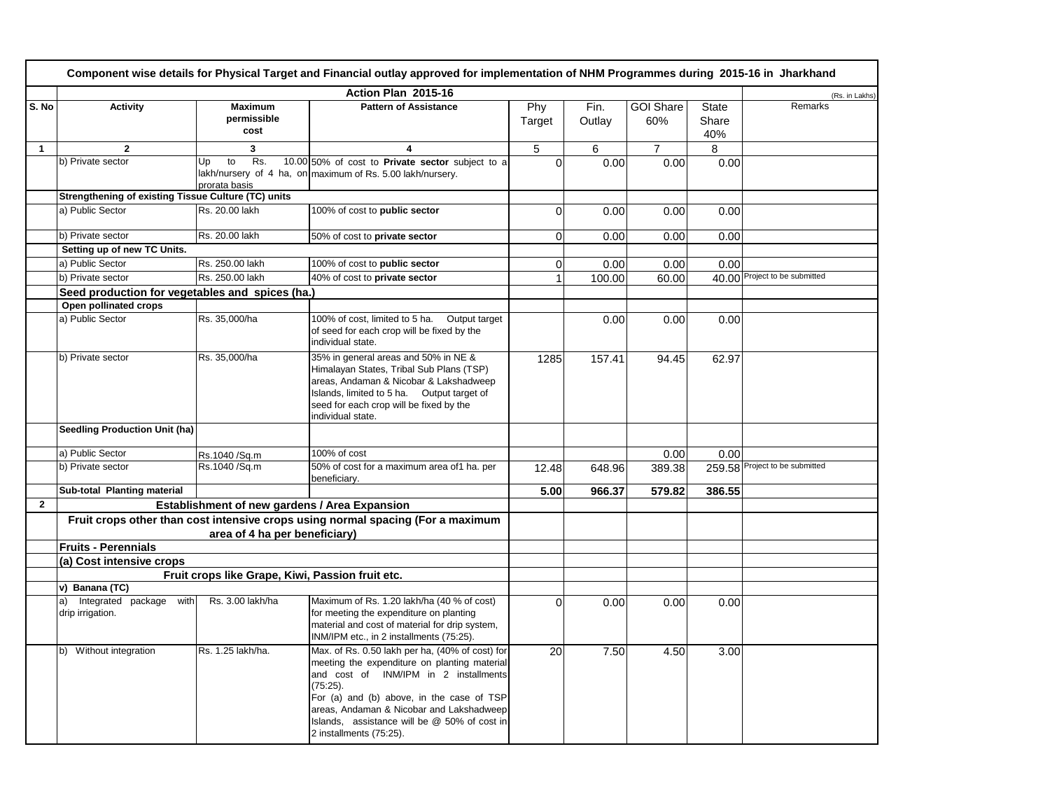**Component wise details for Physical Target and Financial outlay approved for implementation of NHM Programmes during 2015-16 in Jharkhand**

**Action Plan 2015-16**

(Rs. in Lakhs)

| S. No | Activity | Maximum permissible cost | Pattern of Assistance | Phy Target | Fin. Outlay | GOI Share 60% | State Share 40% | Remarks |
|---|---|---|---|---|---|---|---|---|
| 1 | 2 | 3 | 4 | 5 | 6 | 7 | 8 | |
| | b) Private sector | Up to Rs. 10.00 lakh/nursery of 4 ha, on prorata basis | 50% of cost to **Private sector** subject to a maximum of Rs. 5.00 lakh/nursery. | 0 | 0.00 | 0.00 | 0.00 | |
| | **Strengthening of existing Tissue Culture (TC) units** | | | | | | | |
| | a) Public Sector | Rs. 20.00 lakh | 100% of cost to **public sector** | 0 | 0.00 | 0.00 | 0.00 | |
| | b) Private sector | Rs. 20.00 lakh | 50% of cost to **private sector** | 0 | 0.00 | 0.00 | 0.00 | |
| | **Setting up of new TC Units.** | | | | | | | |
| | a) Public Sector | Rs. 250.00 lakh | 100% of cost to **public sector** | 0 | 0.00 | 0.00 | 0.00 | |
| | b) Private sector | Rs. 250.00 lakh | 40% of cost to **private sector** | 1 | 100.00 | 60.00 | 40.00 | Project to be submitted |
| | **Seed production for vegetables and spices (ha.)** | | | | | | | |
| | **Open pollinated crops** | | | | | | | |
| | a) Public Sector | Rs. 35,000/ha | 100% of cost, limited to 5 ha. Output target of seed for each crop will be fixed by the individual state. | | 0.00 | 0.00 | 0.00 | |
| | b) Private sector | Rs. 35,000/ha | 35% in general areas and 50% in NE & Himalayan States, Tribal Sub Plans (TSP) areas, Andaman & Nicobar & Lakshadweep Islands, limited to 5 ha. Output target of seed for each crop will be fixed by the individual state. | 1285 | 157.41 | 94.45 | 62.97 | |
| | **Seedling Production Unit (ha)** | | | | | | | |
| | a) Public Sector | Rs.1040 /Sq.m | 100% of cost | | | 0.00 | 0.00 | |
| | b) Private sector | Rs.1040 /Sq.m | 50% of cost for a maximum area of1 ha. per beneficiary. | 12.48 | 648.96 | 389.38 | 259.58 | Project to be submitted |
| | **Sub-total Planting material** | | | **5.00** | **966.37** | **579.82** | **386.55** | |
| 2 | **Establishment of new gardens / Area Expansion** | | | | | | | |
| | **Fruit crops other than cost intensive crops using normal spacing (For a maximum area of 4 ha per beneficiary)** | | | | | | | |
| | **Fruits - Perennials** | | | | | | | |
| | **(a) Cost intensive crops** | | | | | | | |
| | **Fruit crops like Grape, Kiwi, Passion fruit etc.** | | | | | | | |
| | **v) Banana (TC)** | | | | | | | |
| | a) Integrated package with drip irrigation. | Rs. 3.00 lakh/ha | Maximum of Rs. 1.20 lakh/ha (40 % of cost) for meeting the expenditure on planting material and cost of material for drip system, INM/IPM etc., in 2 installments (75:25). | 0 | 0.00 | 0.00 | 0.00 | |
| | b) Without integration | Rs. 1.25 lakh/ha. | Max. of Rs. 0.50 lakh per ha, (40% of cost) for meeting the expenditure on planting material and cost of INM/IPM in 2 installments (75:25). For (a) and (b) above, in the case of TSP areas, Andaman & Nicobar and Lakshadweep Islands, assistance will be @ 50% of cost in 2 installments (75:25). | 20 | 7.50 | 4.50 | 3.00 | |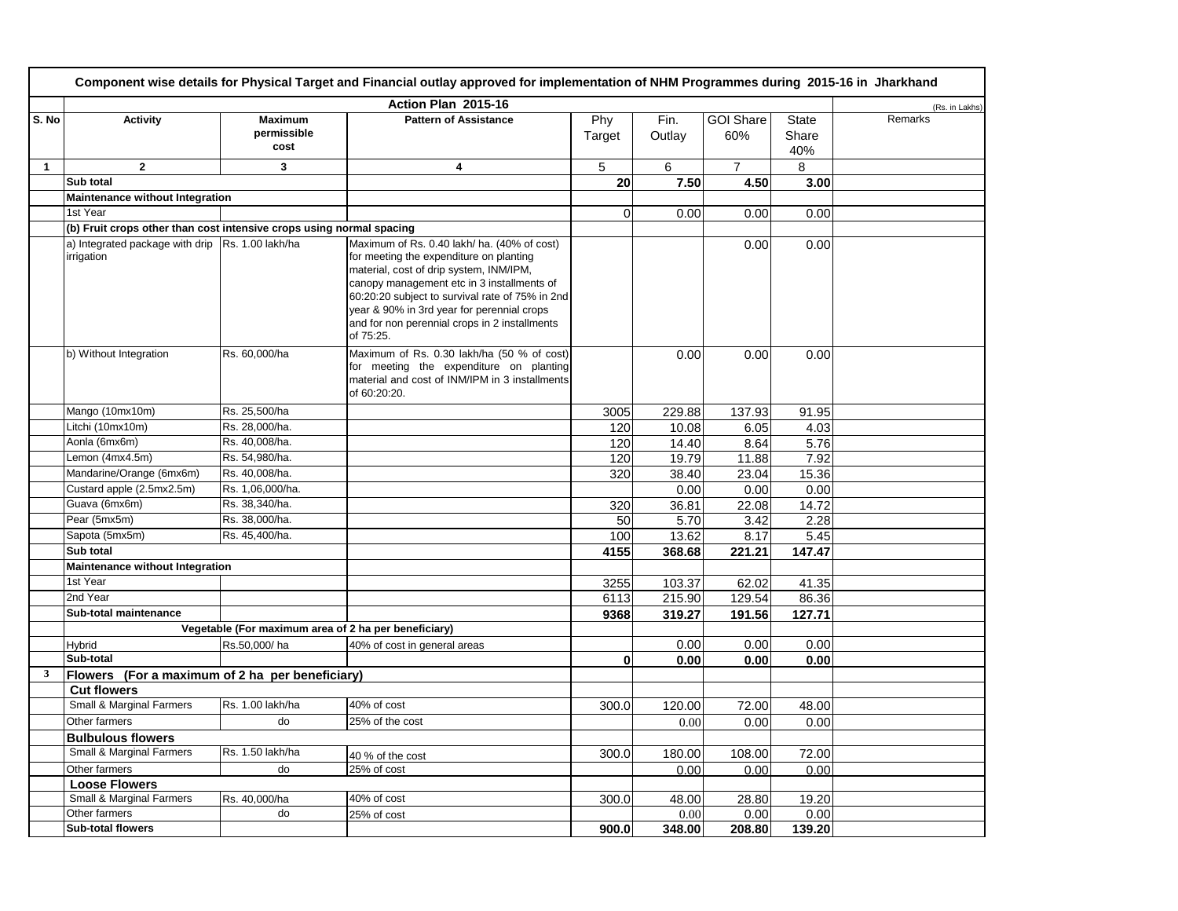| Component wise details for Physical Target and Financial outlay approved for implementation of NHM Programmes during 2015-16 in Jharkhand | | | | | | | | | |
|---|---|---|---|---|---|---|---|---|---|
| | Action Plan 2015-16 | | | | | | | | (Rs. in Lakhs) |
| S. No | Activity | Maximum permissible cost | Pattern of Assistance | Phy Target | Fin. Outlay | GOI Share 60% | State Share 40% | Remarks |
| 1 | 2 | 3 | 4 | 5 | 6 | 7 | 8 | |
| | Sub total | | | 20 | 7.50 | 4.50 | 3.00 | |
| | Maintenance without Integration | | | | | | | |
| | 1st Year | | | 0 | 0.00 | 0.00 | 0.00 | |
| | (b) Fruit crops other than cost intensive crops using normal spacing | | | | | | | |
| | a) Integrated package with drip irrigation | Rs. 1.00 lakh/ha | Maximum of Rs. 0.40 lakh/ ha. (40% of cost) for meeting the expenditure on planting material, cost of drip system, INM/IPM, canopy management etc in 3 installments of 60:20:20 subject to survival rate of 75% in 2nd year & 90% in 3rd year for perennial crops and for non perennial crops in 2 installments of 75:25. | | | 0.00 | 0.00 | |
| | b) Without Integration | Rs. 60,000/ha | Maximum of Rs. 0.30 lakh/ha (50 % of cost) for meeting the expenditure on planting material and cost of INM/IPM in 3 installments of 60:20:20. | | 0.00 | 0.00 | 0.00 | |
| | Mango (10mx10m) | Rs. 25,500/ha | | 3005 | 229.88 | 137.93 | 91.95 | |
| | Litchi (10mx10m) | Rs. 28,000/ha. | | 120 | 10.08 | 6.05 | 4.03 | |
| | Aonla (6mx6m) | Rs. 40,008/ha. | | 120 | 14.40 | 8.64 | 5.76 | |
| | Lemon (4mx4.5m) | Rs. 54,980/ha. | | 120 | 19.79 | 11.88 | 7.92 | |
| | Mandarine/Orange (6mx6m) | Rs. 40,008/ha. | | 320 | 38.40 | 23.04 | 15.36 | |
| | Custard apple (2.5mx2.5m) | Rs. 1,06,000/ha. | | | 0.00 | 0.00 | 0.00 | |
| | Guava (6mx6m) | Rs. 38,340/ha. | | 320 | 36.81 | 22.08 | 14.72 | |
| | Pear (5mx5m) | Rs. 38,000/ha. | | 50 | 5.70 | 3.42 | 2.28 | |
| | Sapota (5mx5m) | Rs. 45,400/ha. | | 100 | 13.62 | 8.17 | 5.45 | |
| | Sub total | | | 4155 | 368.68 | 221.21 | 147.47 | |
| | Maintenance without Integration | | | | | | | |
| | 1st Year | | | 3255 | 103.37 | 62.02 | 41.35 | |
| | 2nd Year | | | 6113 | 215.90 | 129.54 | 86.36 | |
| | Sub-total maintenance | | | 9368 | 319.27 | 191.56 | 127.71 | |
| | Vegetable (For maximum area of 2 ha per beneficiary) | | | | | | | |
| | Hybrid | Rs.50,000/ ha | 40% of cost in general areas | | 0.00 | 0.00 | 0.00 | |
| | Sub-total | | | 0 | 0.00 | 0.00 | 0.00 | |
| 3 | Flowers (For a maximum of 2 ha per beneficiary) | | | | | | | |
| | Cut flowers | | | | | | | |
| | Small & Marginal Farmers | Rs. 1.00 lakh/ha | 40% of cost | 300.0 | 120.00 | 72.00 | 48.00 | |
| | Other farmers | do | 25% of the cost | | 0.00 | 0.00 | 0.00 | |
| | Bulbulous flowers | | | | | | | |
| | Small & Marginal Farmers | Rs. 1.50 lakh/ha | 40 % of the cost | 300.0 | 180.00 | 108.00 | 72.00 | |
| | Other farmers | do | 25% of cost | | 0.00 | 0.00 | 0.00 | |
| | Loose Flowers | | | | | | | |
| | Small & Marginal Farmers | Rs. 40,000/ha | 40% of cost | 300.0 | 48.00 | 28.80 | 19.20 | |
| | Other farmers | do | 25% of cost | | 0.00 | 0.00 | 0.00 | |
| | Sub-total flowers | | | 900.0 | 348.00 | 208.80 | 139.20 | |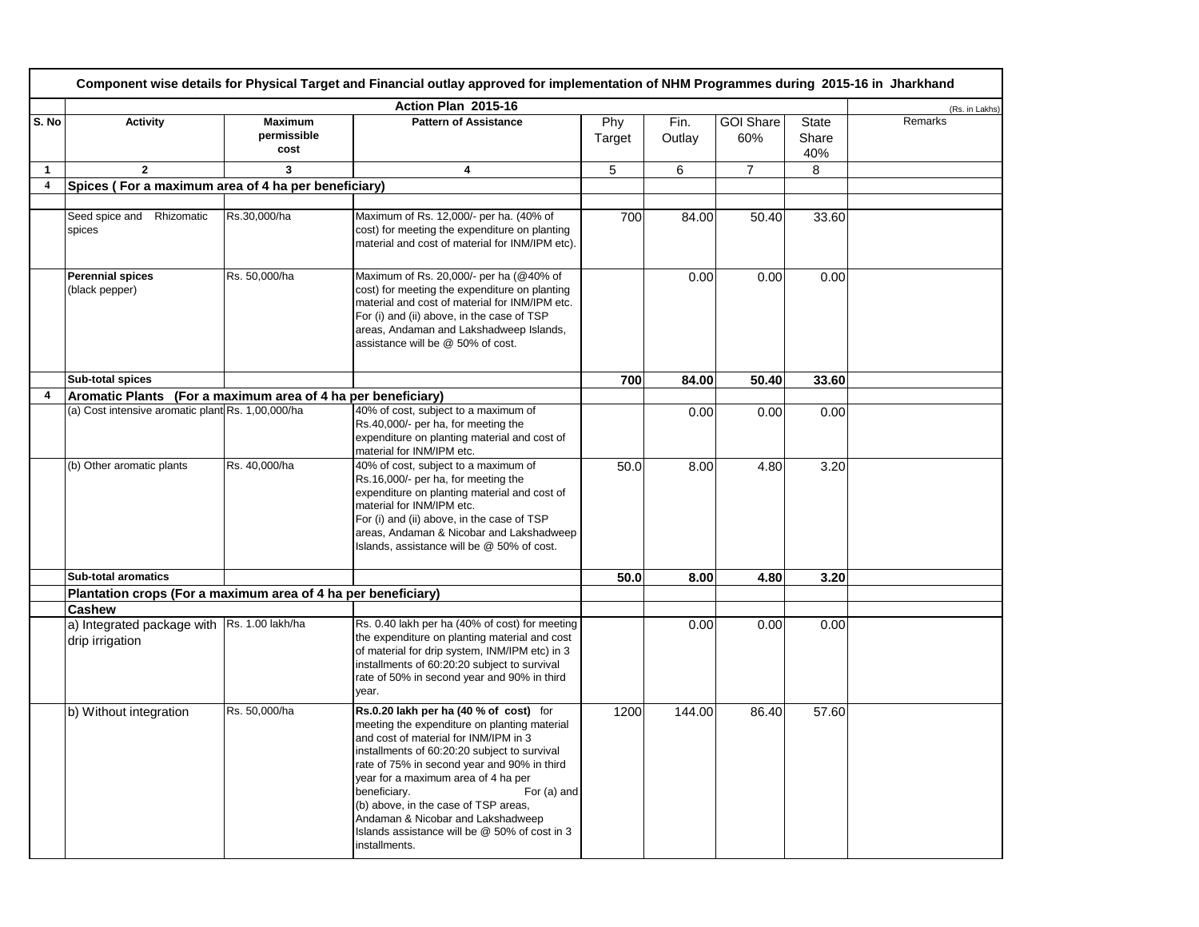| Component wise details for Physical Target and Financial outlay approved for implementation of NHM Programmes during 2015-16 in Jharkhand | | | | | | | | | |
|---|---|---|---|---|---|---|---|---|---|
| | Action Plan 2015-16 | | | | | | | | (Rs. in Lakhs) |
| S. No | Activity | Maximum permissible cost | Pattern of Assistance | Phy Target | Fin. Outlay | GOI Share 60% | State Share 40% | Remarks |
| 1 | 2 | 3 | 4 | 5 | 6 | 7 | 8 | |
| 4 | **Spices ( For a maximum area of 4 ha per beneficiary)** | | | | | | | |
| | | | | | | | | |
| | Seed spice and Rhizomatic spices | Rs.30,000/ha | Maximum of Rs. 12,000/- per ha. (40% of cost) for meeting the expenditure on planting material and cost of material for INM/IPM etc). | 700 | 84.00 | 50.40 | 33.60 | |
| | **Perennial spices** (black pepper) | Rs. 50,000/ha | Maximum of Rs. 20,000/- per ha (@40% of cost) for meeting the expenditure on planting material and cost of material for INM/IPM etc. For (i) and (ii) above, in the case of TSP areas, Andaman and Lakshadweep Islands, assistance will be @ 50% of cost. | | 0.00 | 0.00 | 0.00 | |
| | **Sub-total spices** | | | **700** | **84.00** | **50.40** | **33.60** | |
| 4 | **Aromatic Plants (For a maximum area of 4 ha per beneficiary)** | | | | | | | |
| | (a) Cost intensive aromatic plant | Rs. 1,00,000/ha | 40% of cost, subject to a maximum of Rs.40,000/- per ha, for meeting the expenditure on planting material and cost of material for INM/IPM etc. | | 0.00 | 0.00 | 0.00 | |
| | (b) Other aromatic plants | Rs. 40,000/ha | 40% of cost, subject to a maximum of Rs.16,000/- per ha, for meeting the expenditure on planting material and cost of material for INM/IPM etc. For (i) and (ii) above, in the case of TSP areas, Andaman & Nicobar and Lakshadweep Islands, assistance will be @ 50% of cost. | 50.0 | 8.00 | 4.80 | 3.20 | |
| | **Sub-total aromatics** | | | **50.0** | **8.00** | **4.80** | **3.20** | |
| | **Plantation crops (For a maximum area of 4 ha per beneficiary)** | | | | | | | |
| | **Cashew** | | | | | | | |
| | a) Integrated package with drip irrigation | Rs. 1.00 lakh/ha | Rs. 0.40 lakh per ha (40% of cost) for meeting the expenditure on planting material and cost of material for drip system, INM/IPM etc) in 3 installments of 60:20:20 subject to survival rate of 50% in second year and 90% in third year. | | 0.00 | 0.00 | 0.00 | |
| | b) Without integration | Rs. 50,000/ha | **Rs.0.20 lakh per ha (40 % of cost)** for meeting the expenditure on planting material and cost of material for INM/IPM in 3 installments of 60:20:20 subject to survival rate of 75% in second year and 90% in third year for a maximum area of 4 ha per beneficiary. For (a) and (b) above, in the case of TSP areas, Andaman & Nicobar and Lakshadweep Islands assistance will be @ 50% of cost in 3 installments. | 1200 | 144.00 | 86.40 | 57.60 | |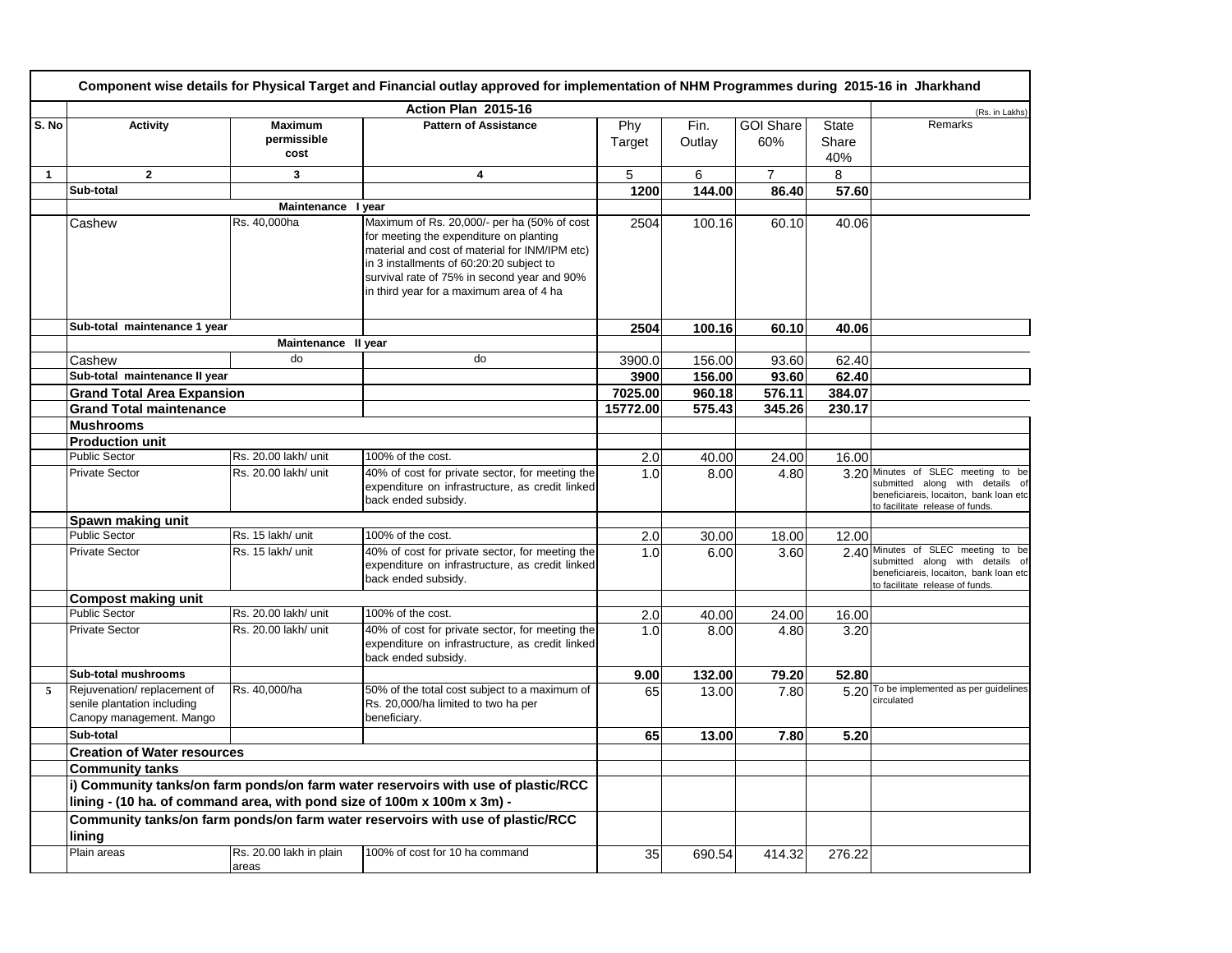| Component wise details for Physical Target and Financial outlay approved for implementation of NHM Programmes during 2015-16 in Jharkhand | | | | | | | | |
|---|---|---|---|---|---|---|---|---|
| | Action Plan 2015-16 | | | | | | | (Rs. in Lakhs) |
| S. No | Activity | Maximum permissible cost | Pattern of Assistance | Phy Target | Fin. Outlay | GOI Share 60% | State Share 40% | Remarks |
| 1 | 2 | 3 | 4 | 5 | 6 | 7 | 8 | |
| | Sub-total | | | 1200 | 144.00 | 86.40 | 57.60 | |
| | | Maintenance I year | | | | | | |
| | Cashew | Rs. 40,000ha | Maximum of Rs. 20,000/- per ha (50% of cost for meeting the expenditure on planting material and cost of material for INM/IPM etc) in 3 installments of 60:20:20 subject to survival rate of 75% in second year and 90% in third year for a maximum area of 4 ha | 2504 | 100.16 | 60.10 | 40.06 | |
| | Sub-total maintenance 1 year | | | 2504 | 100.16 | 60.10 | 40.06 | |
| | | Maintenance II year | | | | | | |
| | Cashew | do | do | 3900.0 | 156.00 | 93.60 | 62.40 | |
| | Sub-total maintenance II year | | | 3900 | 156.00 | 93.60 | 62.40 | |
| | Grand Total Area Expansion | | | 7025.00 | 960.18 | 576.11 | 384.07 | |
| | Grand Total maintenance | | | 15772.00 | 575.43 | 345.26 | 230.17 | |
| | Mushrooms | | | | | | | |
| | Production unit | | | | | | | |
| | Public Sector | Rs. 20.00 lakh/ unit | 100% of the cost. | 2.0 | 40.00 | 24.00 | 16.00 | |
| | Private Sector | Rs. 20.00 lakh/ unit | 40% of cost for private sector, for meeting the expenditure on infrastructure, as credit linked back ended subsidy. | 1.0 | 8.00 | 4.80 | 3.20 | Minutes of SLEC meeting to be submitted along with details of beneficiareis, locaiton, bank loan etc to facilitate release of funds. |
| | Spawn making unit | | | | | | | |
| | Public Sector | Rs. 15 lakh/ unit | 100% of the cost. | 2.0 | 30.00 | 18.00 | 12.00 | |
| | Private Sector | Rs. 15 lakh/ unit | 40% of cost for private sector, for meeting the expenditure on infrastructure, as credit linked back ended subsidy. | 1.0 | 6.00 | 3.60 | 2.40 | Minutes of SLEC meeting to be submitted along with details of beneficiareis, locaiton, bank loan etc to facilitate release of funds. |
| | Compost making unit | | | | | | | |
| | Public Sector | Rs. 20.00 lakh/ unit | 100% of the cost. | 2.0 | 40.00 | 24.00 | 16.00 | |
| | Private Sector | Rs. 20.00 lakh/ unit | 40% of cost for private sector, for meeting the expenditure on infrastructure, as credit linked back ended subsidy. | 1.0 | 8.00 | 4.80 | 3.20 | |
| | Sub-total mushrooms | | | 9.00 | 132.00 | 79.20 | 52.80 | |
| 5 | Rejuvenation/ replacement of senile plantation including Canopy management. Mango | Rs. 40,000/ha | 50% of the total cost subject to a maximum of Rs. 20,000/ha limited to two ha per beneficiary. | 65 | 13.00 | 7.80 | 5.20 | To be implemented as per guidelines circulated |
| | Sub-total | | | 65 | 13.00 | 7.80 | 5.20 | |
| | Creation of Water resources | | | | | | | |
| | Community tanks | | | | | | | |
| | i) Community tanks/on farm ponds/on farm water reservoirs with use of plastic/RCC lining - (10 ha. of command area, with pond size of 100m x 100m x 3m) - | | | | | | | |
| | Community tanks/on farm ponds/on farm water reservoirs with use of plastic/RCC lining | | | | | | | |
| | Plain areas | Rs. 20.00 lakh in plain areas | 100% of cost for 10 ha command | 35 | 690.54 | 414.32 | 276.22 | |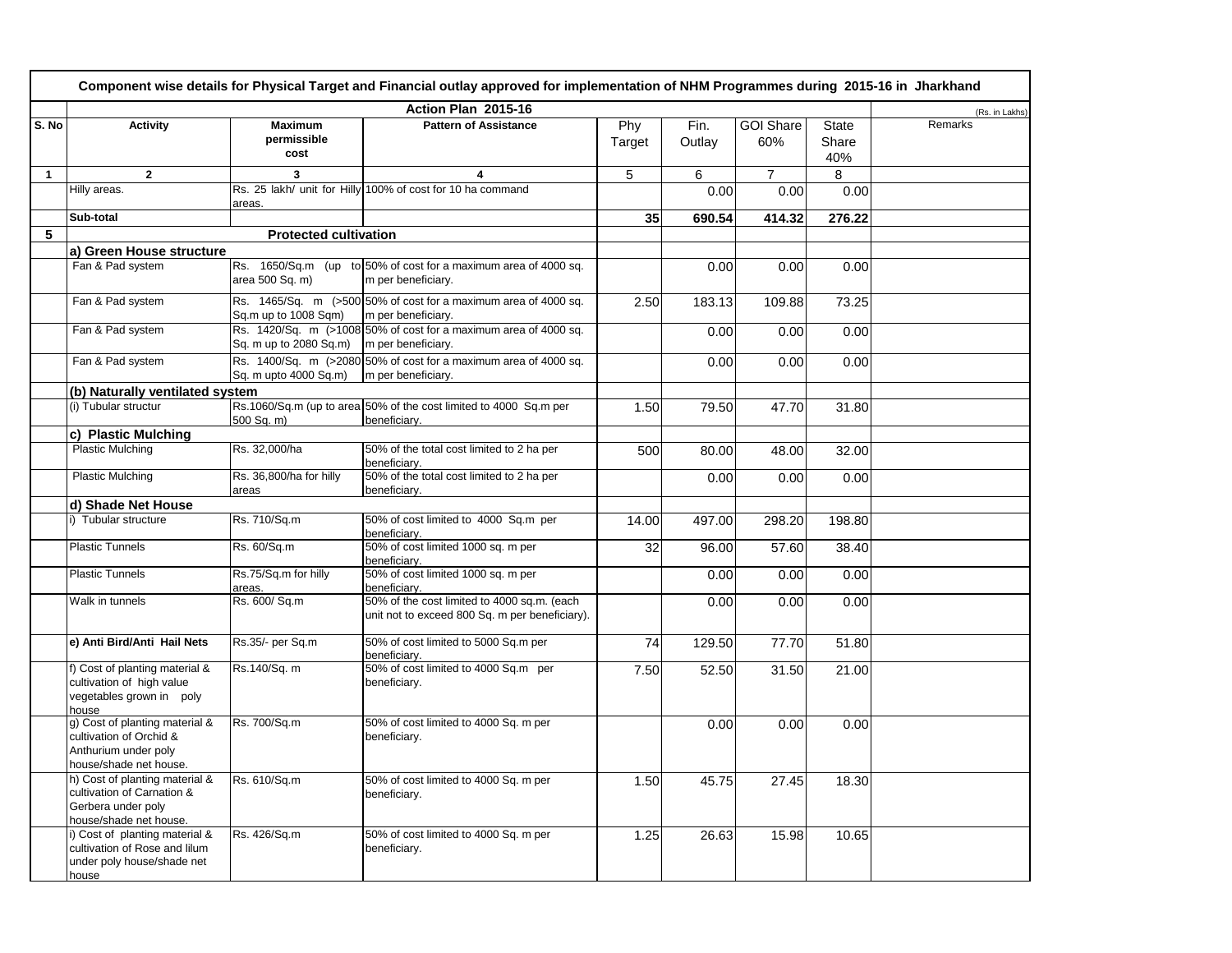**Component wise details for Physical Target and Financial outlay approved for implementation of NHM Programmes during 2015-16 in Jharkhand**

**Action Plan 2015-16** (Rs. in Lakhs)

| S. No | Activity | Maximum permissible cost | Pattern of Assistance | Phy Target | Fin. Outlay | GOI Share 60% | State Share 40% | Remarks |
|---|---|---|---|---|---|---|---|---|
| 1 | 2 | 3 | 4 | 5 | 6 | 7 | 8 | |
| | Hilly areas. | Rs. 25 lakh/ unit for Hilly areas. | 100% of cost for 10 ha command | | 0.00 | 0.00 | 0.00 | |
| | **Sub-total** | | | **35** | **690.54** | **414.32** | **276.22** | |
| **5** | | **Protected cultivation** | | | | | | |
| | **a) Green House structure** | | | | | | | |
| | Fan & Pad system | Rs. 1650/Sq.m (up to area 500 Sq. m) | 50% of cost for a maximum area of 4000 sq. m per beneficiary. | | 0.00 | 0.00 | 0.00 | |
| | Fan & Pad system | Rs. 1465/Sq. m (>500 Sq.m up to 1008 Sqm) | 50% of cost for a maximum area of 4000 sq. m per beneficiary. | 2.50 | 183.13 | 109.88 | 73.25 | |
| | Fan & Pad system | Rs. 1420/Sq. m (>1008 Sq. m up to 2080 Sq.m) | 50% of cost for a maximum area of 4000 sq. m per beneficiary. | | 0.00 | 0.00 | 0.00 | |
| | Fan & Pad system | Rs. 1400/Sq. m (>2080 Sq. m upto 4000 Sq.m) | 50% of cost for a maximum area of 4000 sq. m per beneficiary. | | 0.00 | 0.00 | 0.00 | |
| | **(b) Naturally ventilated system** | | | | | | | |
| | (i) Tubular structur | Rs.1060/Sq.m (up to area 500 Sq. m) | 50% of the cost limited to 4000 Sq.m per beneficiary. | 1.50 | 79.50 | 47.70 | 31.80 | |
| | **c) Plastic Mulching** | | | | | | | |
| | Plastic Mulching | Rs. 32,000/ha | 50% of the total cost limited to 2 ha per beneficiary. | 500 | 80.00 | 48.00 | 32.00 | |
| | Plastic Mulching | Rs. 36,800/ha for hilly areas | 50% of the total cost limited to 2 ha per beneficiary. | | 0.00 | 0.00 | 0.00 | |
| | **d) Shade Net House** | | | | | | | |
| | i) Tubular structure | Rs. 710/Sq.m | 50% of cost limited to 4000 Sq.m per beneficiary. | 14.00 | 497.00 | 298.20 | 198.80 | |
| | Plastic Tunnels | Rs. 60/Sq.m | 50% of cost limited 1000 sq. m per beneficiary. | 32 | 96.00 | 57.60 | 38.40 | |
| | Plastic Tunnels | Rs.75/Sq.m for hilly areas. | 50% of cost limited 1000 sq. m per beneficiary. | | 0.00 | 0.00 | 0.00 | |
| | Walk in tunnels | Rs. 600/ Sq.m | 50% of the cost limited to 4000 sq.m. (each unit not to exceed 800 Sq. m per beneficiary). | | 0.00 | 0.00 | 0.00 | |
| | **e) Anti Bird/Anti Hail Nets** | Rs.35/- per Sq.m | 50% of cost limited to 5000 Sq.m per beneficiary. | 74 | 129.50 | 77.70 | 51.80 | |
| | f) Cost of planting material & cultivation of high value vegetables grown in poly house | Rs.140/Sq. m | 50% of cost limited to 4000 Sq.m per beneficiary. | 7.50 | 52.50 | 31.50 | 21.00 | |
| | g) Cost of planting material & cultivation of Orchid & Anthurium under poly house/shade net house. | Rs. 700/Sq.m | 50% of cost limited to 4000 Sq. m per beneficiary. | | 0.00 | 0.00 | 0.00 | |
| | h) Cost of planting material & cultivation of Carnation & Gerbera under poly house/shade net house. | Rs. 610/Sq.m | 50% of cost limited to 4000 Sq. m per beneficiary. | 1.50 | 45.75 | 27.45 | 18.30 | |
| | i) Cost of planting material & cultivation of Rose and lilum under poly house/shade net house | Rs. 426/Sq.m | 50% of cost limited to 4000 Sq. m per beneficiary. | 1.25 | 26.63 | 15.98 | 10.65 | |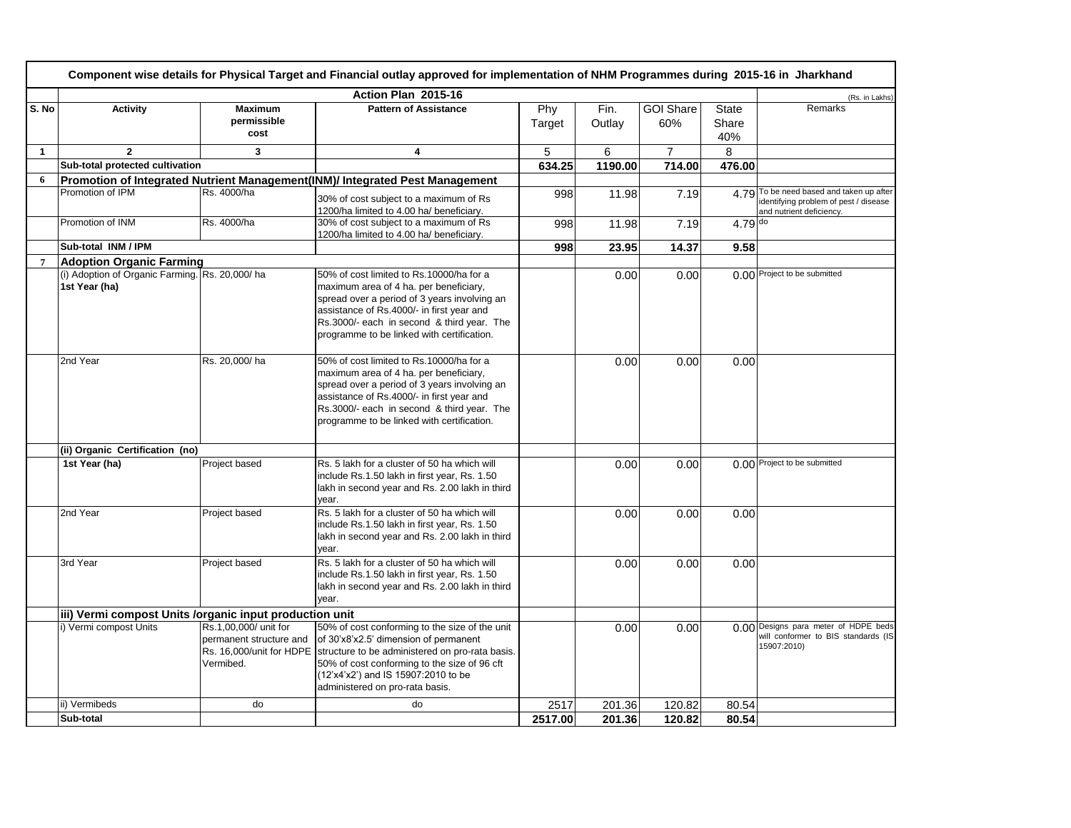| Component wise details for Physical Target and Financial outlay approved for implementation of NHM Programmes during 2015-16 in Jharkhand | | | | | | | | | |
|---|---|---|---|---|---|---|---|---|---|
| | | | Action Plan 2015-16 | | | | | | (Rs. in Lakhs) |
| S. No | Activity | Maximum permissible cost | Pattern of Assistance | Phy Target | Fin. Outlay | GOI Share 60% | State Share 40% | Remarks |
| 1 | 2 | 3 | 4 | 5 | 6 | 7 | 8 | |
| | **Sub-total protected cultivation** | | | **634.25** | **1190.00** | **714.00** | **476.00** | |
| 6 | **Promotion of Integrated Nutrient Management(INM)/ Integrated Pest Management** | | | | | | | |
| | Promotion of IPM | Rs. 4000/ha | 30% of cost subject to a maximum of Rs 1200/ha limited to 4.00 ha/ beneficiary. | 998 | 11.98 | 7.19 | 4.79 | To be need based and taken up after identifying problem of pest / disease and nutrient deficiency. |
| | Promotion of INM | Rs. 4000/ha | 30% of cost subject to a maximum of Rs 1200/ha limited to 4.00 ha/ beneficiary. | 998 | 11.98 | 7.19 | 4.79 | do |
| | **Sub-total INM / IPM** | | | **998** | **23.95** | **14.37** | **9.58** | |
| 7 | **Adoption Organic Farming** | | | | | | | |
| | (i) Adoption of Organic Farming. **1st Year (ha)** | Rs. 20,000/ ha | 50% of cost limited to Rs.10000/ha for a maximum area of 4 ha. per beneficiary, spread over a period of 3 years involving an assistance of Rs.4000/- in first year and Rs.3000/- each in second & third year. The programme to be linked with certification. | | 0.00 | 0.00 | 0.00 | Project to be submitted |
| | 2nd Year | Rs. 20,000/ ha | 50% of cost limited to Rs.10000/ha for a maximum area of 4 ha. per beneficiary, spread over a period of 3 years involving an assistance of Rs.4000/- in first year and Rs.3000/- each in second & third year. The programme to be linked with certification. | | 0.00 | 0.00 | 0.00 | |
| | **(ii) Organic Certification (no)** | | | | | | | |
| | **1st Year (ha)** | Project based | Rs. 5 lakh for a cluster of 50 ha which will include Rs.1.50 lakh in first year, Rs. 1.50 lakh in second year and Rs. 2.00 lakh in third year. | | 0.00 | 0.00 | 0.00 | Project to be submitted |
| | 2nd Year | Project based | Rs. 5 lakh for a cluster of 50 ha which will include Rs.1.50 lakh in first year, Rs. 1.50 lakh in second year and Rs. 2.00 lakh in third year. | | 0.00 | 0.00 | 0.00 | |
| | 3rd Year | Project based | Rs. 5 lakh for a cluster of 50 ha which will include Rs.1.50 lakh in first year, Rs. 1.50 lakh in second year and Rs. 2.00 lakh in third year. | | 0.00 | 0.00 | 0.00 | |
| | **iii) Vermi compost Units /organic input production unit** | | | | | | | |
| | i) Vermi compost Units | Rs.1,00,000/ unit for permanent structure and Rs. 16,000/unit for HDPE Vermibed. | 50% of cost conforming to the size of the unit of 30'x8'x2.5' dimension of permanent structure to be administered on pro-rata basis. 50% of cost conforming to the size of 96 cft (12'x4'x2') and IS 15907:2010 to be administered on pro-rata basis. | | 0.00 | 0.00 | 0.00 | Designs para meter of HDPE beds will conformer to BIS standards (IS 15907:2010) |
| | ii) Vermibeds | do | do | 2517 | 201.36 | 120.82 | 80.54 | |
| | **Sub-total** | | | **2517.00** | **201.36** | **120.82** | **80.54** | |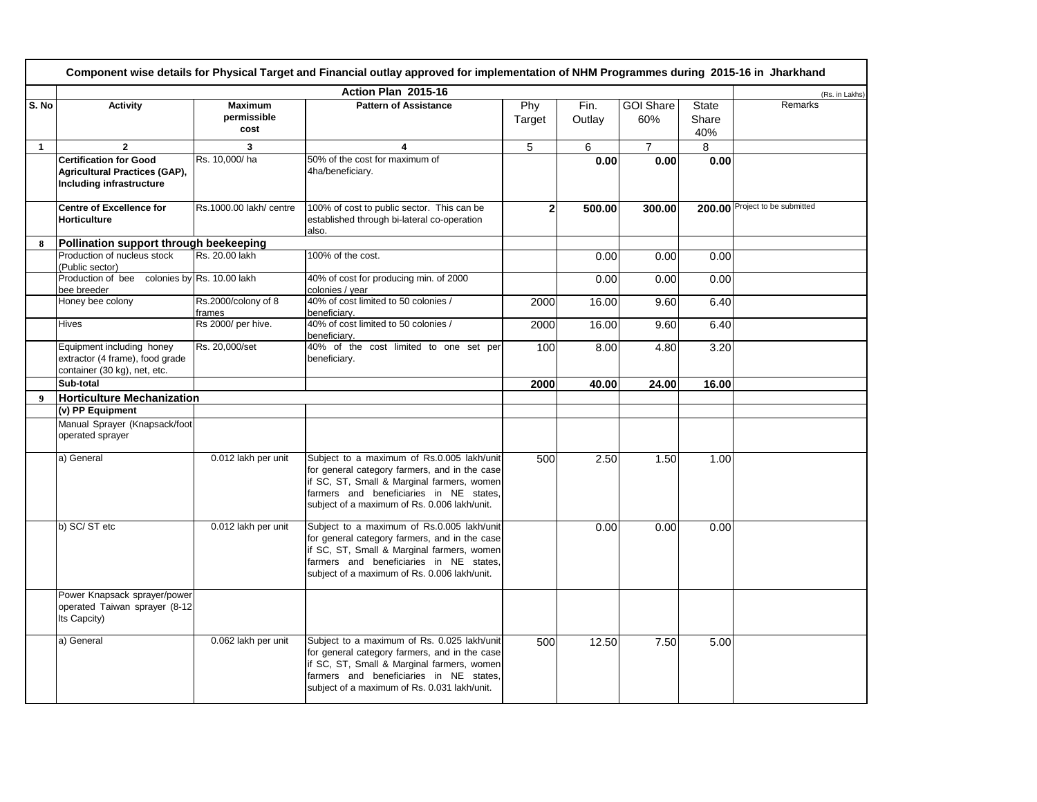# Component wise details for Physical Target and Financial outlay approved for implementation of NHM Programmes during 2015-16 in Jharkhand

| S. No | Activity | Maximum permissible cost | Pattern of Assistance | Phy Target | Fin. Outlay | GOI Share 60% | State Share 40% | Remarks |
|---|---|---|---|---|---|---|---|---|
| | | | **Action Plan 2015-16** | | | | | (Rs. in Lakhs) |
| 1 | 2 | 3 | 4 | 5 | 6 | 7 | 8 | |
| | **Certification for Good Agricultural Practices (GAP), Including infrastructure** | Rs. 10,000/ ha | 50% of the cost for maximum of 4ha/beneficiary. | | **0.00** | **0.00** | **0.00** | |
| | **Centre of Excellence for Horticulture** | Rs.1000.00 lakh/ centre | 100% of cost to public sector. This can be established through bi-lateral co-operation also. | **2** | **500.00** | **300.00** | **200.00** | Project to be submitted |
| 8 | **Pollination support through beekeeping** | | | | | | | |
| | Production of nucleus stock (Public sector) | Rs. 20.00 lakh | 100% of the cost. | | 0.00 | 0.00 | 0.00 | |
| | Production of bee colonies by bee breeder | Rs. 10.00 lakh | 40% of cost for producing min. of 2000 colonies / year | | 0.00 | 0.00 | 0.00 | |
| | Honey bee colony | Rs.2000/colony of 8 frames | 40% of cost limited to 50 colonies / beneficiary. | 2000 | 16.00 | 9.60 | 6.40 | |
| | Hives | Rs 2000/ per hive. | 40% of cost limited to 50 colonies / beneficiary. | 2000 | 16.00 | 9.60 | 6.40 | |
| | Equipment including honey extractor (4 frame), food grade container (30 kg), net, etc. | Rs. 20,000/set | 40% of the cost limited to one set per beneficiary. | 100 | 8.00 | 4.80 | 3.20 | |
| | **Sub-total** | | | **2000** | **40.00** | **24.00** | **16.00** | |
| 9 | **Horticulture Mechanization** | | | | | | | |
| | **(v) PP Equipment** | | | | | | | |
| | Manual Sprayer (Knapsack/foot operated sprayer | | | | | | | |
| | a) General | 0.012 lakh per unit | Subject to a maximum of Rs.0.005 lakh/unit for general category farmers, and in the case if SC, ST, Small & Marginal farmers, women farmers and beneficiaries in NE states, subject of a maximum of Rs. 0.006 lakh/unit. | 500 | 2.50 | 1.50 | 1.00 | |
| | b) SC/ ST etc | 0.012 lakh per unit | Subject to a maximum of Rs.0.005 lakh/unit for general category farmers, and in the case if SC, ST, Small & Marginal farmers, women farmers and beneficiaries in NE states, subject of a maximum of Rs. 0.006 lakh/unit. | | 0.00 | 0.00 | 0.00 | |
| | Power Knapsack sprayer/power operated Taiwan sprayer (8-12 lts Capcity) | | | | | | | |
| | a) General | 0.062 lakh per unit | Subject to a maximum of Rs. 0.025 lakh/unit for general category farmers, and in the case if SC, ST, Small & Marginal farmers, women farmers and beneficiaries in NE states, subject of a maximum of Rs. 0.031 lakh/unit. | 500 | 12.50 | 7.50 | 5.00 | |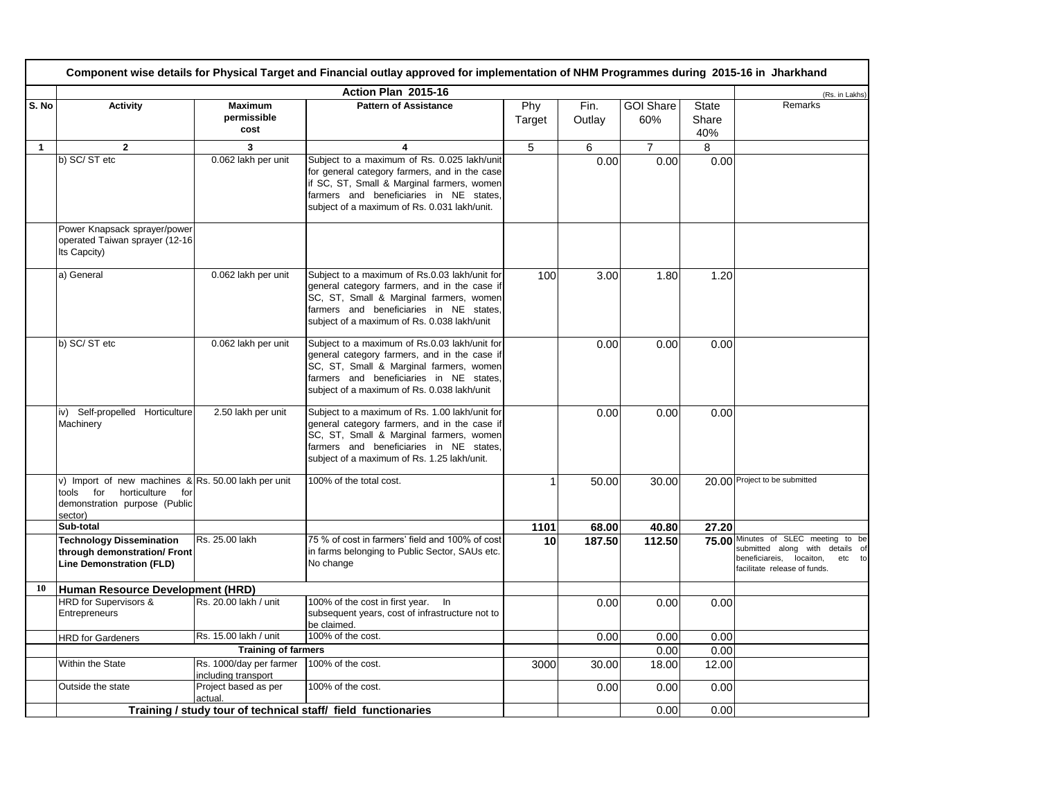| Component wise details for Physical Target and Financial outlay approved for implementation of NHM Programmes during 2015-16 in Jharkhand | | | | | | | | |
|---|---|---|---|---|---|---|---|---|
| | Action Plan 2015-16 | | | | | | | (Rs. in Lakhs) |
| **S. No** | **Activity** | **Maximum permissible cost** | **Pattern of Assistance** | Phy Target | Fin. Outlay | GOI Share 60% | State Share 40% | Remarks |
| **1** | **2** | **3** | **4** | 5 | 6 | 7 | 8 | |
| | b) SC/ ST etc | 0.062 lakh per unit | Subject to a maximum of Rs. 0.025 lakh/unit for general category farmers, and in the case if SC, ST, Small & Marginal farmers, women farmers and beneficiaries in NE states, subject of a maximum of Rs. 0.031 lakh/unit. | | 0.00 | 0.00 | 0.00 | |
| | Power Knapsack sprayer/power operated Taiwan sprayer (12-16 lts Capcity) | | | | | | | |
| | a) General | 0.062 lakh per unit | Subject to a maximum of Rs.0.03 lakh/unit for general category farmers, and in the case if SC, ST, Small & Marginal farmers, women farmers and beneficiaries in NE states, subject of a maximum of Rs. 0.038 lakh/unit | 100 | 3.00 | 1.80 | 1.20 | |
| | b) SC/ ST etc | 0.062 lakh per unit | Subject to a maximum of Rs.0.03 lakh/unit for general category farmers, and in the case if SC, ST, Small & Marginal farmers, women farmers and beneficiaries in NE states, subject of a maximum of Rs. 0.038 lakh/unit | | 0.00 | 0.00 | 0.00 | |
| | iv) Self-propelled Horticulture Machinery | 2.50 lakh per unit | Subject to a maximum of Rs. 1.00 lakh/unit for general category farmers, and in the case if SC, ST, Small & Marginal farmers, women farmers and beneficiaries in NE states, subject of a maximum of Rs. 1.25 lakh/unit. | | 0.00 | 0.00 | 0.00 | |
| | v) Import of new machines & tools for horticulture for demonstration purpose (Public sector) | Rs. 50.00 lakh per unit | 100% of the total cost. | 1 | 50.00 | 30.00 | 20.00 | Project to be submitted |
| | **Sub-total** | | | **1101** | **68.00** | **40.80** | **27.20** | |
| | **Technology Dissemination through demonstration/ Front Line Demonstration (FLD)** | Rs. 25.00 lakh | 75 % of cost in farmers' field and 100% of cost in farms belonging to Public Sector, SAUs etc. No change | **10** | **187.50** | **112.50** | **75.00** | Minutes of SLEC meeting to be submitted along with details of beneficiareis, locaiton, etc to facilitate release of funds. |
| **10** | **Human Resource Development (HRD)** | | | | | | | |
| | HRD for Supervisors & Entrepreneurs | Rs. 20.00 lakh / unit | 100% of the cost in first year. In subsequent years, cost of infrastructure not to be claimed. | | 0.00 | 0.00 | 0.00 | |
| | HRD for Gardeners | Rs. 15.00 lakh / unit | 100% of the cost. | | 0.00 | 0.00 | 0.00 | |
| | **Training of farmers** | | | | | 0.00 | 0.00 | |
| | Within the State | Rs. 1000/day per farmer including transport | 100% of the cost. | 3000 | 30.00 | 18.00 | 12.00 | |
| | Outside the state | Project based as per actual. | 100% of the cost. | | 0.00 | 0.00 | 0.00 | |
| | **Training / study tour of technical staff/ field functionaries** | | | | | 0.00 | 0.00 | |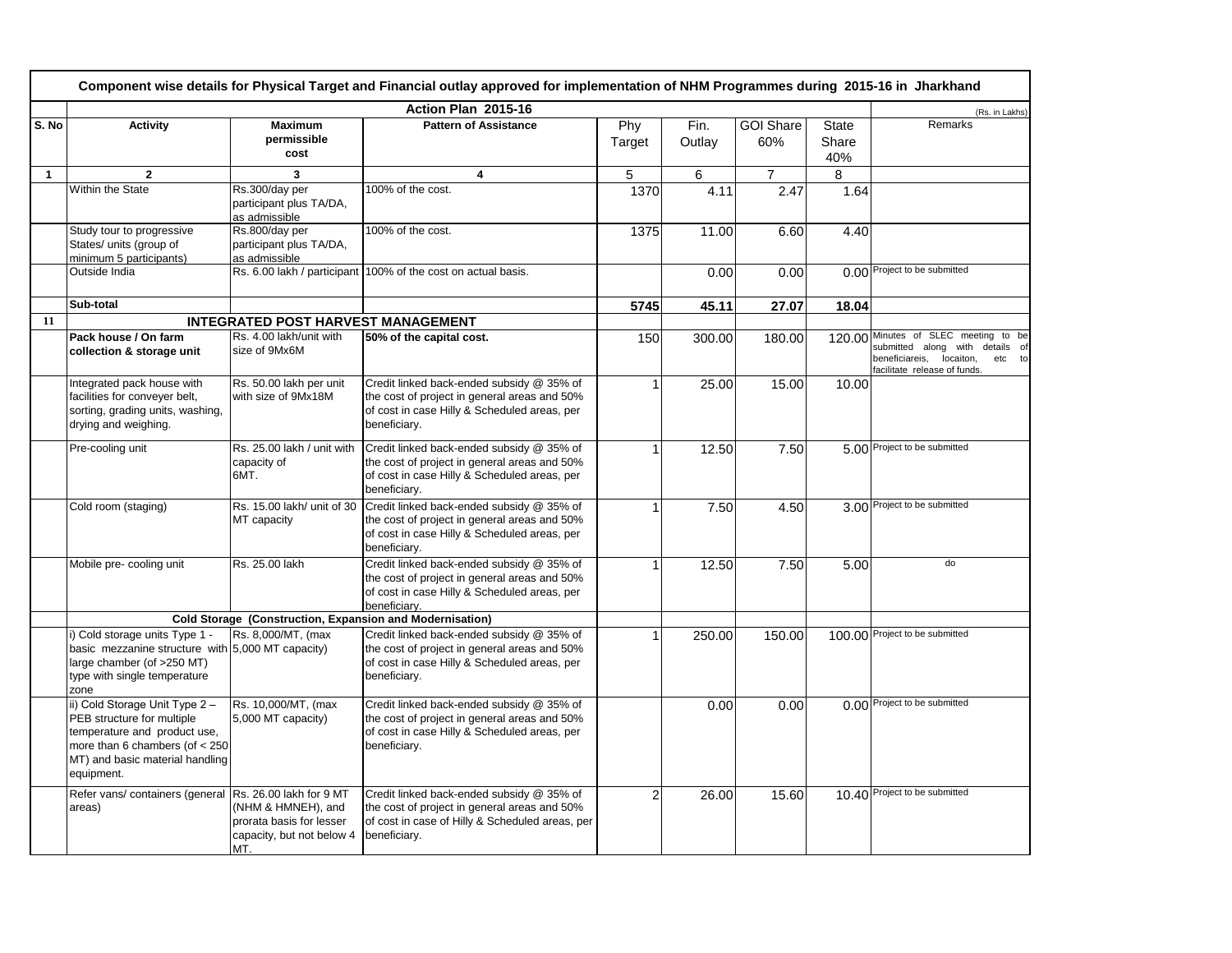# Component wise details for Physical Target and Financial outlay approved for implementation of NHM Programmes during 2015-16 in Jharkhand

| S. No | Activity | Maximum permissible cost | Pattern of Assistance | Phy Target | Fin. Outlay | GOI Share 60% | State Share 40% | Remarks |
|---|---|---|---|---|---|---|---|---|
| | | | **Action Plan 2015-16** | | | | | (Rs. in Lakhs) |
| **1** | **2** | **3** | **4** | 5 | 6 | 7 | 8 | |
| | Within the State | Rs.300/day per participant plus TA/DA, as admissible | 100% of the cost. | 1370 | 4.11 | 2.47 | 1.64 | |
| | Study tour to progressive States/ units (group of minimum 5 participants) | Rs.800/day per participant plus TA/DA, as admissible | 100% of the cost. | 1375 | 11.00 | 6.60 | 4.40 | |
| | Outside India | Rs. 6.00 lakh / participant | 100% of the cost on actual basis. | | 0.00 | 0.00 | 0.00 | Project to be submitted |
| | **Sub-total** | | | **5745** | **45.11** | **27.07** | **18.04** | |
| **11** | **INTEGRATED POST HARVEST MANAGEMENT** | | | | | | | |
| | **Pack house / On farm collection & storage unit** | Rs. 4.00 lakh/unit with size of 9Mx6M | **50% of the capital cost.** | 150 | 300.00 | 180.00 | 120.00 | Minutes of SLEC meeting to be submitted along with details of beneficiareis, locaiton, etc to facilitate release of funds. |
| | Integrated pack house with facilities for conveyer belt, sorting, grading units, washing, drying and weighing. | Rs. 50.00 lakh per unit with size of 9Mx18M | Credit linked back-ended subsidy @ 35% of the cost of project in general areas and 50% of cost in case Hilly & Scheduled areas, per beneficiary. | 1 | 25.00 | 15.00 | 10.00 | |
| | Pre-cooling unit | Rs. 25.00 lakh / unit with capacity of 6MT. | Credit linked back-ended subsidy @ 35% of the cost of project in general areas and 50% of cost in case Hilly & Scheduled areas, per beneficiary. | 1 | 12.50 | 7.50 | 5.00 | Project to be submitted |
| | Cold room (staging) | Rs. 15.00 lakh/ unit of 30 MT capacity | Credit linked back-ended subsidy @ 35% of the cost of project in general areas and 50% of cost in case Hilly & Scheduled areas, per beneficiary. | 1 | 7.50 | 4.50 | 3.00 | Project to be submitted |
| | Mobile pre- cooling unit | Rs. 25.00 lakh | Credit linked back-ended subsidy @ 35% of the cost of project in general areas and 50% of cost in case Hilly & Scheduled areas, per beneficiary. | 1 | 12.50 | 7.50 | 5.00 | do |
| | **Cold Storage (Construction, Expansion and Modernisation)** | | | | | | | |
| | i) Cold storage units Type 1 - basic mezzanine structure with large chamber (of >250 MT) type with single temperature zone | Rs. 8,000/MT, (max 5,000 MT capacity) | Credit linked back-ended subsidy @ 35% of the cost of project in general areas and 50% of cost in case Hilly & Scheduled areas, per beneficiary. | 1 | 250.00 | 150.00 | 100.00 | Project to be submitted |
| | ii) Cold Storage Unit Type 2 – PEB structure for multiple temperature and product use, more than 6 chambers (of < 250 MT) and basic material handling equipment. | Rs. 10,000/MT, (max 5,000 MT capacity) | Credit linked back-ended subsidy @ 35% of the cost of project in general areas and 50% of cost in case Hilly & Scheduled areas, per beneficiary. | | 0.00 | 0.00 | 0.00 | Project to be submitted |
| | Refer vans/ containers (general areas) | Rs. 26.00 lakh for 9 MT (NHM & HMNEH), and prorata basis for lesser capacity, but not below 4 MT. | Credit linked back-ended subsidy @ 35% of the cost of project in general areas and 50% of cost in case of Hilly & Scheduled areas, per beneficiary. | 2 | 26.00 | 15.60 | 10.40 | Project to be submitted |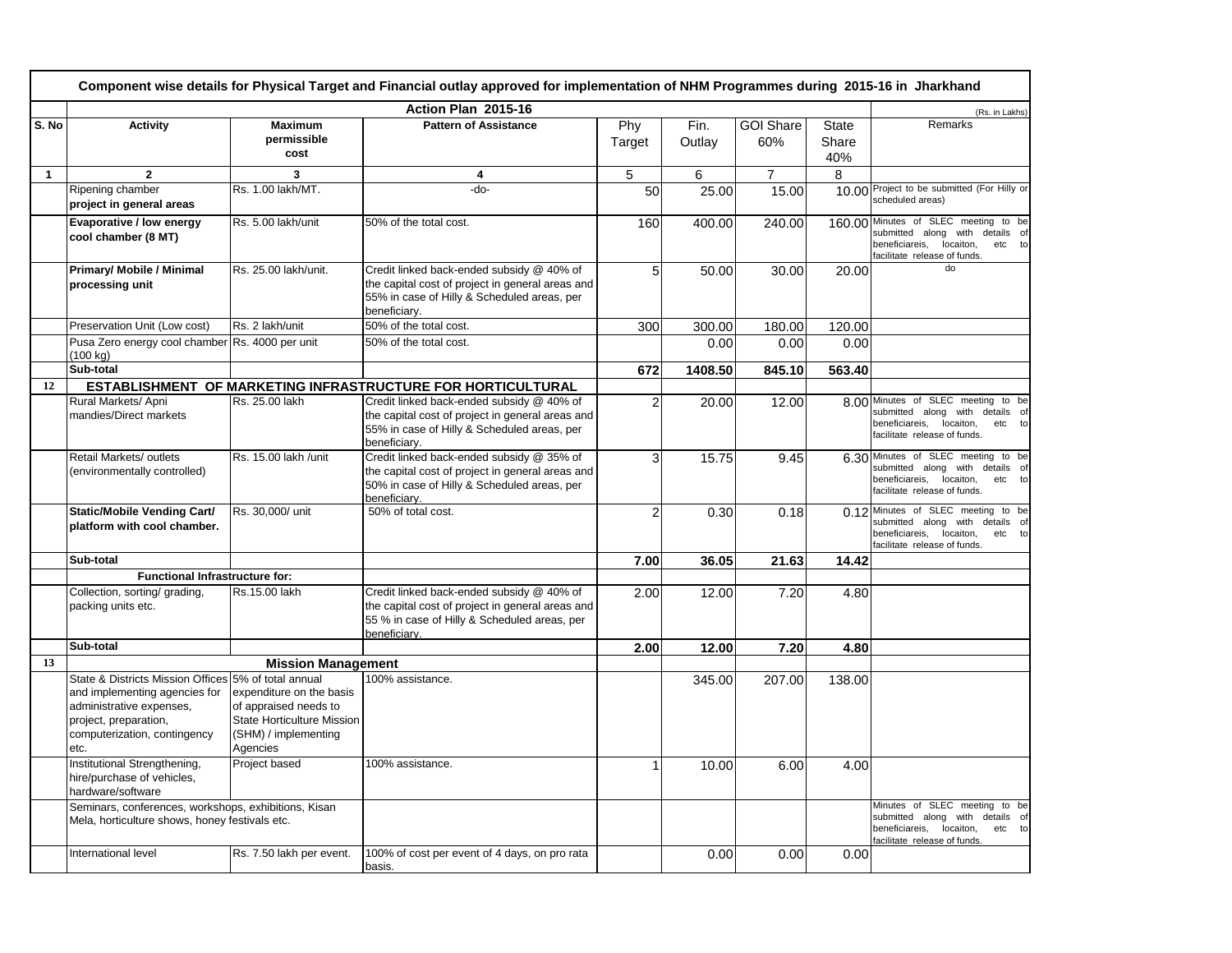| Component wise details for Physical Target and Financial outlay approved for implementation of NHM Programmes during 2015-16 in Jharkhand | | | | | | | | | |
|---|---|---|---|---|---|---|---|---|---|
| | Action Plan 2015-16 | | | | | | | | (Rs. in Lakhs) |
| S. No | Activity | Maximum permissible cost | Pattern of Assistance | Phy Target | Fin. Outlay | GOI Share 60% | State Share 40% | | Remarks |
| 1 | 2 | 3 | 4 | 5 | 6 | 7 | 8 | | |
| | Ripening chamber project in general areas | Rs. 1.00 lakh/MT. | -do- | 50 | 25.00 | 15.00 | 10.00 | | Project to be submitted (For Hilly or scheduled areas) |
| | **Evaporative / low energy cool chamber (8 MT)** | Rs. 5.00 lakh/unit | 50% of the total cost. | 160 | 400.00 | 240.00 | 160.00 | | Minutes of SLEC meeting to be submitted along with details of beneficiareis, locaiton, etc to facilitate release of funds. |
| | **Primary/ Mobile / Minimal processing unit** | Rs. 25.00 lakh/unit. | Credit linked back-ended subsidy @ 40% of the capital cost of project in general areas and 55% in case of Hilly & Scheduled areas, per beneficiary. | 5 | 50.00 | 30.00 | 20.00 | | do |
| | Preservation Unit (Low cost) | Rs. 2 lakh/unit | 50% of the total cost. | 300 | 300.00 | 180.00 | 120.00 | | |
| | Pusa Zero energy cool chamber (100 kg) | Rs. 4000 per unit | 50% of the total cost. | | 0.00 | 0.00 | 0.00 | | |
| | **Sub-total** | | | **672** | **1408.50** | **845.10** | **563.40** | | |
| 12 | **ESTABLISHMENT OF MARKETING INFRASTRUCTURE FOR HORTICULTURAL** | | | | | | | | |
| | Rural Markets/ Apni mandies/Direct markets | Rs. 25.00 lakh | Credit linked back-ended subsidy @ 40% of the capital cost of project in general areas and 55% in case of Hilly & Scheduled areas, per beneficiary. | 2 | 20.00 | 12.00 | 8.00 | | Minutes of SLEC meeting to be submitted along with details of beneficiareis, locaiton, etc to facilitate release of funds. |
| | Retail Markets/ outlets (environmentally controlled) | Rs. 15.00 lakh /unit | Credit linked back-ended subsidy @ 35% of the capital cost of project in general areas and 50% in case of Hilly & Scheduled areas, per beneficiary. | 3 | 15.75 | 9.45 | 6.30 | | Minutes of SLEC meeting to be submitted along with details of beneficiareis, locaiton, etc to facilitate release of funds. |
| | **Static/Mobile Vending Cart/ platform with cool chamber.** | Rs. 30,000/ unit | 50% of total cost. | 2 | 0.30 | 0.18 | 0.12 | | Minutes of SLEC meeting to be submitted along with details of beneficiareis, locaiton, etc to facilitate release of funds. |
| | **Sub-total** | | | **7.00** | **36.05** | **21.63** | **14.42** | | |
| | **Functional Infrastructure for:** | | | | | | | | |
| | Collection, sorting/ grading, packing units etc. | Rs.15.00 lakh | Credit linked back-ended subsidy @ 40% of the capital cost of project in general areas and 55 % in case of Hilly & Scheduled areas, per beneficiary. | 2.00 | 12.00 | 7.20 | 4.80 | | |
| | **Sub-total** | | | **2.00** | **12.00** | **7.20** | **4.80** | | |
| 13 | **Mission Management** | | | | | | | | |
| | State & Districts Mission Offices and implementing agencies for administrative expenses, project, preparation, computerization, contingency etc. | 5% of total annual expenditure on the basis of appraised needs to State Horticulture Mission (SHM) / implementing Agencies | 100% assistance. | | 345.00 | 207.00 | 138.00 | | |
| | Institutional Strengthening, hire/purchase of vehicles, hardware/software | Project based | 100% assistance. | 1 | 10.00 | 6.00 | 4.00 | | |
| | Seminars, conferences, workshops, exhibitions, Kisan Mela, horticulture shows, honey festivals etc. | | | | | | | | Minutes of SLEC meeting to be submitted along with details of beneficiareis, locaiton, etc to facilitate release of funds. |
| | International level | Rs. 7.50 lakh per event. | 100% of cost per event of 4 days, on pro rata basis. | | 0.00 | 0.00 | 0.00 | | |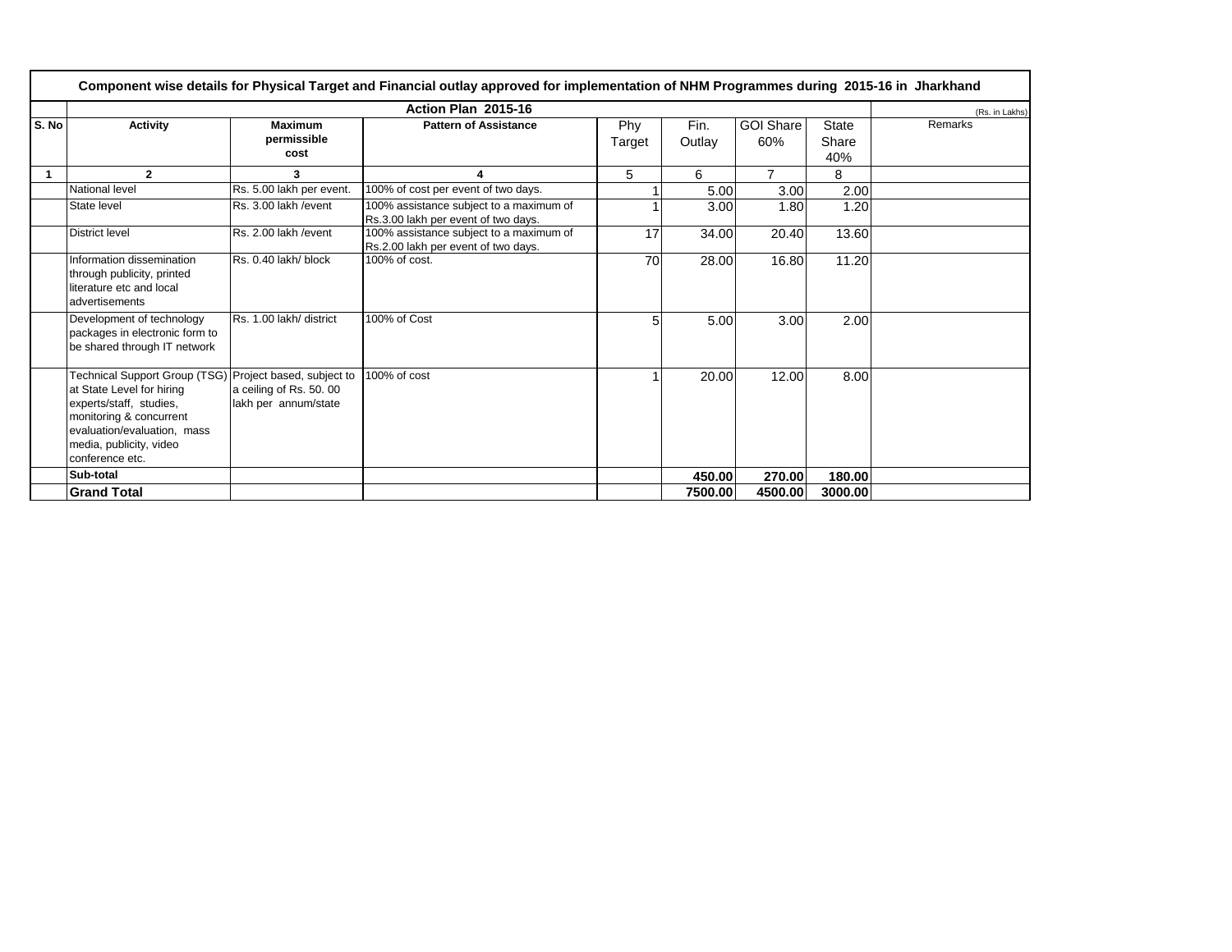# Component wise details for Physical Target and Financial outlay approved for implementation of NHM Programmes during 2015-16 in Jharkhand

| | Action Plan 2015-16 | | | | | | | (Rs. in Lakhs) |
|---|---|---|---|---|---|---|---|---|
| **S. No** | **Activity** | **Maximum permissible cost** | **Pattern of Assistance** | Phy Target | Fin. Outlay | GOI Share 60% | State Share 40% | Remarks |
| **1** | **2** | **3** | **4** | 5 | 6 | 7 | 8 | |
| | National level | Rs. 5.00 lakh per event. | 100% of cost per event of two days. | 1 | 5.00 | 3.00 | 2.00 | |
| | State level | Rs. 3.00 lakh /event | 100% assistance subject to a maximum of Rs.3.00 lakh per event of two days. | 1 | 3.00 | 1.80 | 1.20 | |
| | District level | Rs. 2.00 lakh /event | 100% assistance subject to a maximum of Rs.2.00 lakh per event of two days. | 17 | 34.00 | 20.40 | 13.60 | |
| | Information dissemination through publicity, printed literature etc and local advertisements | Rs. 0.40 lakh/ block | 100% of cost. | 70 | 28.00 | 16.80 | 11.20 | |
| | Development of technology packages in electronic form to be shared through IT network | Rs. 1.00 lakh/ district | 100% of Cost | 5 | 5.00 | 3.00 | 2.00 | |
| | Technical Support Group (TSG) at State Level for hiring experts/staff, studies, monitoring & concurrent evaluation/evaluation, mass media, publicity, video conference etc. | Project based, subject to a ceiling of Rs. 50. 00 lakh per annum/state | 100% of cost | 1 | 20.00 | 12.00 | 8.00 | |
| | **Sub-total** | | | | **450.00** | **270.00** | **180.00** | |
| | **Grand Total** | | | | **7500.00** | **4500.00** | **3000.00** | |